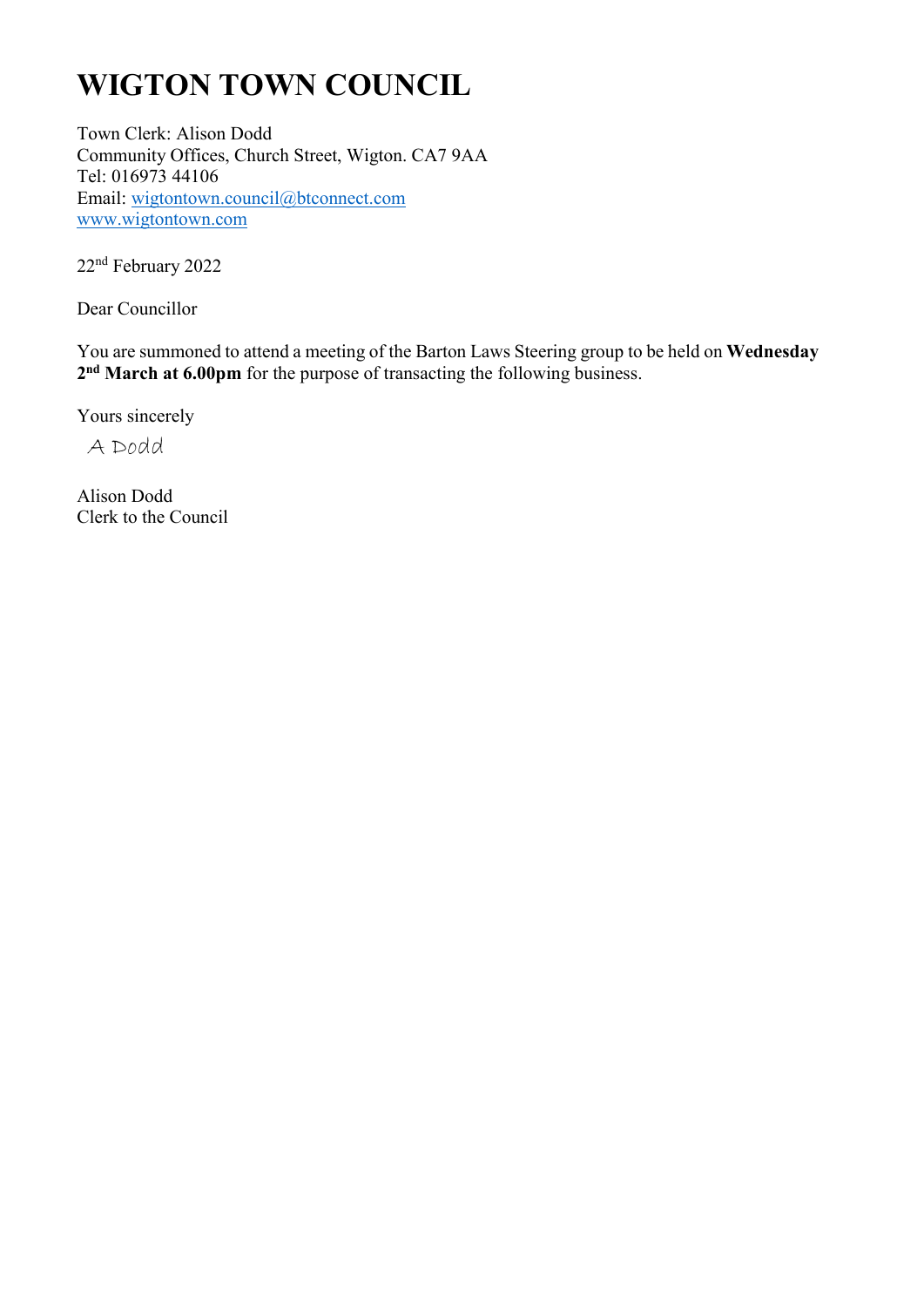# WIGTON TOWN COUNCIL

Town Clerk: Alison Dodd
Community Offices, Church Street, Wigton. CA7 9AA
Tel: 016973 44106
Email: wigtontown.council@btconnect.com
www.wigtontown.com

22nd February 2022

Dear Councillor

You are summoned to attend a meeting of the Barton Laws Steering group to be held on **Wednesday 2nd March at 6.00pm** for the purpose of transacting the following business.

Yours sincerely

A Dodd

Alison Dodd
Clerk to the Council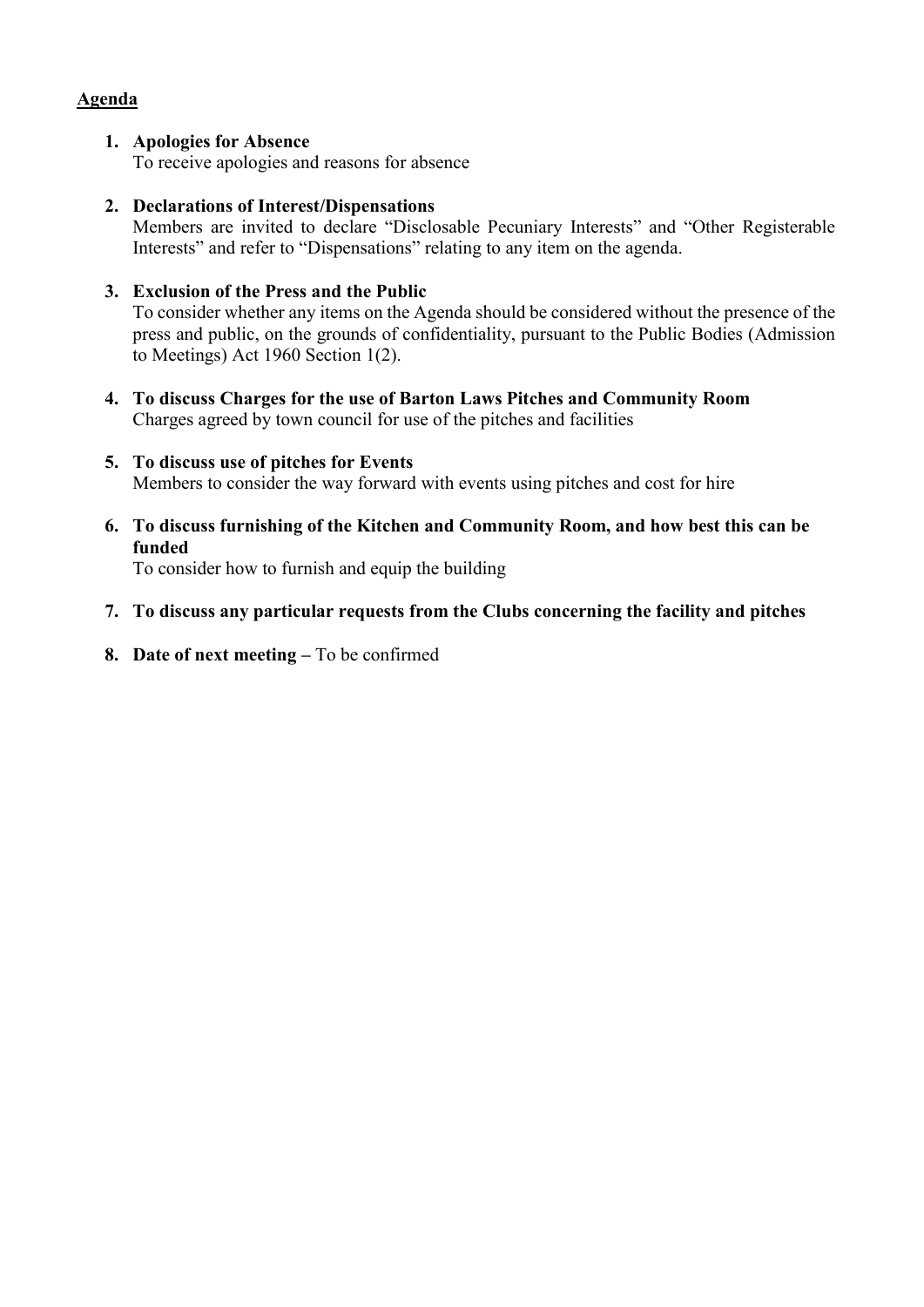## Agenda

1. **Apologies for Absence**
   To receive apologies and reasons for absence

2. **Declarations of Interest/Dispensations**
   Members are invited to declare "Disclosable Pecuniary Interests" and "Other Registerable Interests" and refer to "Dispensations" relating to any item on the agenda.

3. **Exclusion of the Press and the Public**
   To consider whether any items on the Agenda should be considered without the presence of the press and public, on the grounds of confidentiality, pursuant to the Public Bodies (Admission to Meetings) Act 1960 Section 1(2).

4. **To discuss Charges for the use of Barton Laws Pitches and Community Room**
   Charges agreed by town council for use of the pitches and facilities

5. **To discuss use of pitches for Events**
   Members to consider the way forward with events using pitches and cost for hire

6. **To discuss furnishing of the Kitchen and Community Room, and how best this can be funded**
   To consider how to furnish and equip the building

7. **To discuss any particular requests from the Clubs concerning the facility and pitches**

8. **Date of next meeting –** To be confirmed